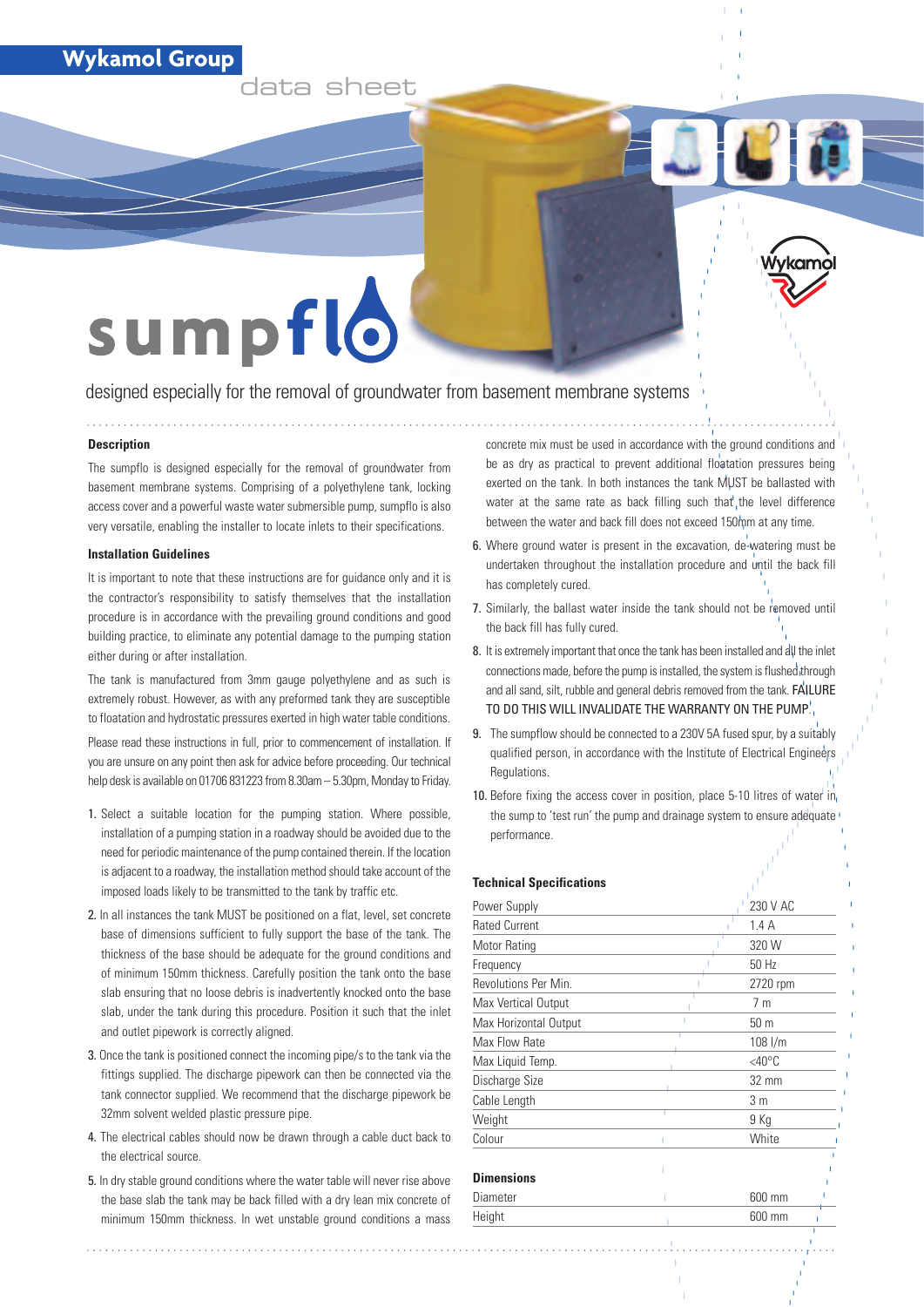Wykamol Group

data sheet

# sumpflo

designed especially for the removal of groundwater from basement membrane systems

### Description

The sumpflo is designed especially for the removal of groundwater from basement membrane systems. Comprising of a polyethylene tank, locking access cover and a powerful waste water submersible pump, sumpflo is also very versatile, enabling the installer to locate inlets to their specifications.

### Installation Guidelines

It is important to note that these instructions are for guidance only and it is the contractor's responsibility to satisfy themselves that the installation procedure is in accordance with the prevailing ground conditions and good building practice, to eliminate any potential damage to the pumping station either during or after installation.

The tank is manufactured from 3mm gauge polyethylene and as such is extremely robust. However, as with any preformed tank they are susceptible to floatation and hydrostatic pressures exerted in high water table conditions.

Please read these instructions in full, prior to commencement of installation. If you are unsure on any point then ask for advice before proceeding. Our technical help desk is available on 01706 831223 from 8.30am – 5.30pm, Monday to Friday.

1. Select a suitable location for the pumping station. Where possible, installation of a pumping station in a roadway should be avoided due to the need for periodic maintenance of the pump contained therein. If the location is adjacent to a roadway, the installation method should take account of the imposed loads likely to be transmitted to the tank by traffic etc.
2. In all instances the tank MUST be positioned on a flat, level, set concrete base of dimensions sufficient to fully support the base of the tank. The thickness of the base should be adequate for the ground conditions and of minimum 150mm thickness. Carefully position the tank onto the base slab ensuring that no loose debris is inadvertently knocked onto the base slab, under the tank during this procedure. Position it such that the inlet and outlet pipework is correctly aligned.
3. Once the tank is positioned connect the incoming pipe/s to the tank via the fittings supplied. The discharge pipework can then be connected via the tank connector supplied. We recommend that the discharge pipework be 32mm solvent welded plastic pressure pipe.
4. The electrical cables should now be drawn through a cable duct back to the electrical source.
5. In dry stable ground conditions where the water table will never rise above the base slab the tank may be back filled with a dry lean mix concrete of minimum 150mm thickness. In wet unstable ground conditions a mass concrete mix must be used in accordance with the ground conditions and be as dry as practical to prevent additional floatation pressures being exerted on the tank. In both instances the tank MUST be ballasted with water at the same rate as back filling such that the level difference between the water and back fill does not exceed 150mm at any time.
6. Where ground water is present in the excavation, de-watering must be undertaken throughout the installation procedure and until the back fill has completely cured.
7. Similarly, the ballast water inside the tank should not be removed until the back fill has fully cured.
8. It is extremely important that once the tank has been installed and all the inlet connections made, before the pump is installed, the system is flushed through and all sand, silt, rubble and general debris removed from the tank. FAILURE TO DO THIS WILL INVALIDATE THE WARRANTY ON THE PUMP.
9. The sumpflow should be connected to a 230V 5A fused spur, by a suitably qualified person, in accordance with the Institute of Electrical Engineers Regulations.
10. Before fixing the access cover in position, place 5-10 litres of water in the sump to 'test run' the pump and drainage system to ensure adequate performance.

### Technical Specifications

| | |
|---|---|
| Power Supply | 230 V AC |
| Rated Current | 1.4 A |
| Motor Rating | 320 W |
| Frequency | 50 Hz |
| Revolutions Per Min. | 2720 rpm |
| Max Vertical Output | 7 m |
| Max Horizontal Output | 50 m |
| Max Flow Rate | 108 l/m |
| Max Liquid Temp. | <40°C |
| Discharge Size | 32 mm |
| Cable Length | 3 m |
| Weight | 9 Kg |
| Colour | White |

### Dimensions

| | |
|---|---|
| Diameter | 600 mm |
| Height | 600 mm |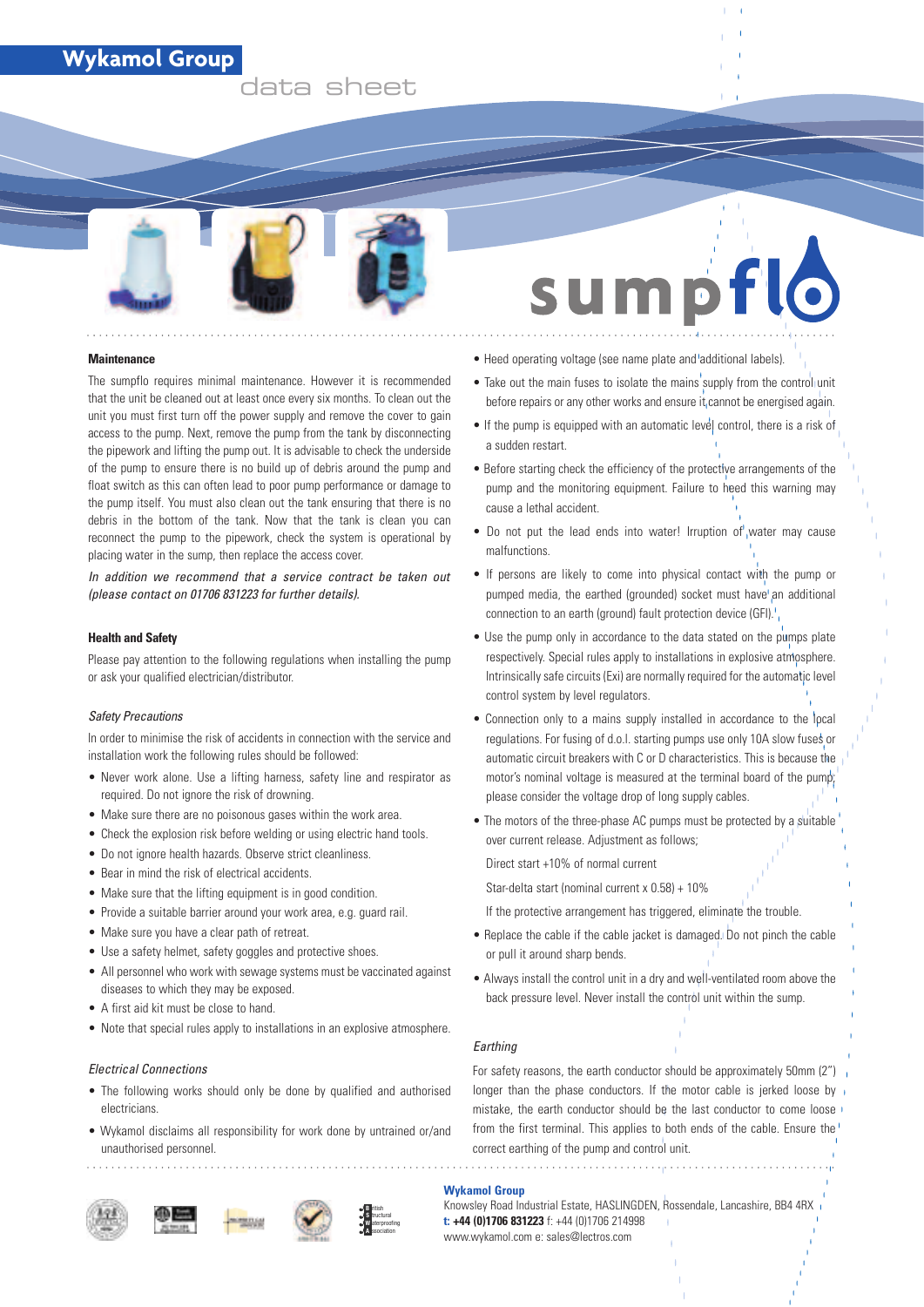Wykamol Group

data sheet

sumpflo

#### Maintenance

The sumpflo requires minimal maintenance. However it is recommended that the unit be cleaned out at least once every six months. To clean out the unit you must first turn off the power supply and remove the cover to gain access to the pump. Next, remove the pump from the tank by disconnecting the pipework and lifting the pump out. It is advisable to check the underside of the pump to ensure there is no build up of debris around the pump and float switch as this can often lead to poor pump performance or damage to the pump itself. You must also clean out the tank ensuring that there is no debris in the bottom of the tank. Now that the tank is clean you can reconnect the pump to the pipework, check the system is operational by placing water in the sump, then replace the access cover.

*In addition we recommend that a service contract be taken out (please contact on 01706 831223 for further details).*

#### Health and Safety

Please pay attention to the following regulations when installing the pump or ask your qualified electrician/distributor.

*Safety Precautions*

In order to minimise the risk of accidents in connection with the service and installation work the following rules should be followed:

- Never work alone. Use a lifting harness, safety line and respirator as required. Do not ignore the risk of drowning.
- Make sure there are no poisonous gases within the work area.
- Check the explosion risk before welding or using electric hand tools.
- Do not ignore health hazards. Observe strict cleanliness.
- Bear in mind the risk of electrical accidents.
- Make sure that the lifting equipment is in good condition.
- Provide a suitable barrier around your work area, e.g. guard rail.
- Make sure you have a clear path of retreat.
- Use a safety helmet, safety goggles and protective shoes.
- All personnel who work with sewage systems must be vaccinated against diseases to which they may be exposed.
- A first aid kit must be close to hand.
- Note that special rules apply to installations in an explosive atmosphere.

*Electrical Connections*

- The following works should only be done by qualified and authorised electricians.
- Wykamol disclaims all responsibility for work done by untrained or/and unauthorised personnel.
- Heed operating voltage (see name plate and additional labels).
- Take out the main fuses to isolate the mains supply from the control unit before repairs or any other works and ensure it cannot be energised again.
- If the pump is equipped with an automatic level control, there is a risk of a sudden restart.
- Before starting check the efficiency of the protective arrangements of the pump and the monitoring equipment. Failure to heed this warning may cause a lethal accident.
- Do not put the lead ends into water! Irruption of water may cause malfunctions.
- If persons are likely to come into physical contact with the pump or pumped media, the earthed (grounded) socket must have an additional connection to an earth (ground) fault protection device (GFI).
- Use the pump only in accordance to the data stated on the pumps plate respectively. Special rules apply to installations in explosive atmosphere. Intrinsically safe circuits (Exi) are normally required for the automatic level control system by level regulators.
- Connection only to a mains supply installed in accordance to the local regulations. For fusing of d.o.l. starting pumps use only 10A slow fuses or automatic circuit breakers with C or D characteristics. This is because the motor's nominal voltage is measured at the terminal board of the pump; please consider the voltage drop of long supply cables.
- The motors of the three-phase AC pumps must be protected by a suitable over current release. Adjustment as follows;

  Direct start +10% of normal current

  Star-delta start (nominal current x 0.58) + 10%

  If the protective arrangement has triggered, eliminate the trouble.
- Replace the cable if the cable jacket is damaged. Do not pinch the cable or pull it around sharp bends.
- Always install the control unit in a dry and well-ventilated room above the back pressure level. Never install the control unit within the sump.

*Earthing*

For safety reasons, the earth conductor should be approximately 50mm (2") longer than the phase conductors. If the motor cable is jerked loose by mistake, the earth conductor should be the last conductor to come loose from the first terminal. This applies to both ends of the cable. Ensure the correct earthing of the pump and control unit.

British Structural Waterproofing Association

**Wykamol Group**
Knowsley Road Industrial Estate, HASLINGDEN, Rossendale, Lancashire, BB4 4RX
**t: +44 (0)1706 831223** f: +44 (0)1706 214998
www.wykamol.com e: sales@lectros.com